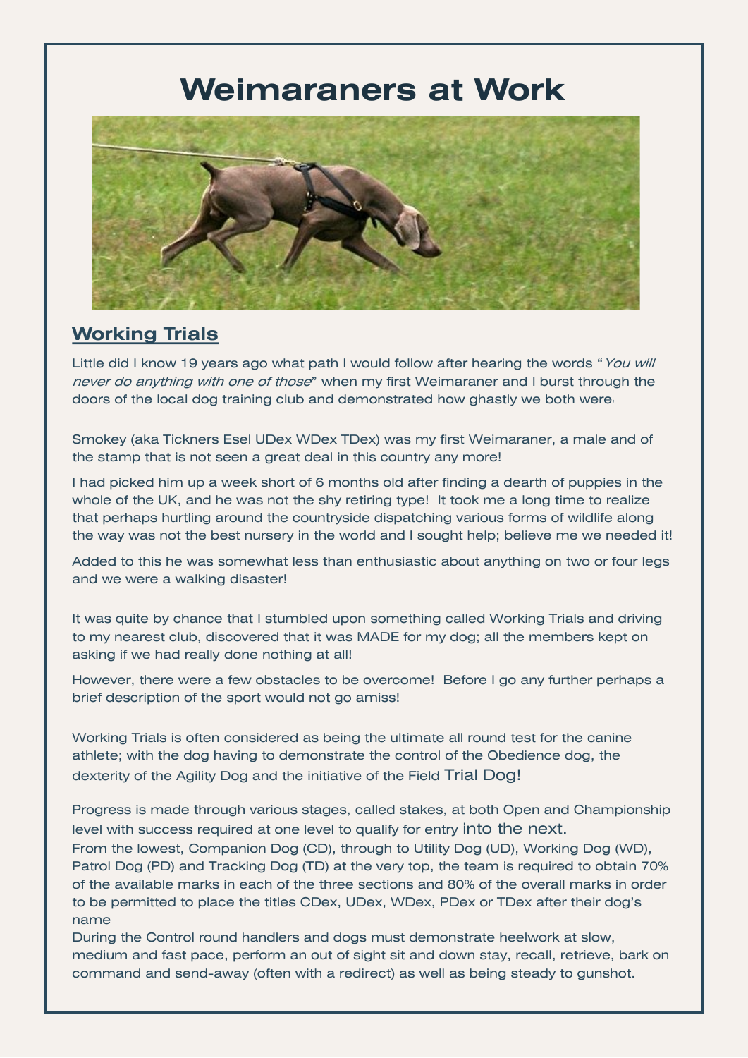# Weimaraners at Work

## Working Trials

Little did I know 19 years ago what path I would follow after hearing the words "*You will never do anything with one of those*" when my first Weimaraner and I burst through the doors of the local dog training club and demonstrated how ghastly we both were.

Smokey (aka Tickners Esel UDex WDex TDex) was my first Weimaraner, a male and of the stamp that is not seen a great deal in this country any more!

I had picked him up a week short of 6 months old after finding a dearth of puppies in the whole of the UK, and he was not the shy retiring type! It took me a long time to realize that perhaps hurtling around the countryside dispatching various forms of wildlife along the way was not the best nursery in the world and I sought help; believe me we needed it!

Added to this he was somewhat less than enthusiastic about anything on two or four legs and we were a walking disaster!

It was quite by chance that I stumbled upon something called Working Trials and driving to my nearest club, discovered that it was MADE for my dog; all the members kept on asking if we had really done nothing at all!

However, there were a few obstacles to be overcome! Before I go any further perhaps a brief description of the sport would not go amiss!

Working Trials is often considered as being the ultimate all round test for the canine athlete; with the dog having to demonstrate the control of the Obedience dog, the dexterity of the Agility Dog and the initiative of the Field Trial Dog!

Progress is made through various stages, called stakes, at both Open and Championship level with success required at one level to qualify for entry into the next.
From the lowest, Companion Dog (CD), through to Utility Dog (UD), Working Dog (WD), Patrol Dog (PD) and Tracking Dog (TD) at the very top, the team is required to obtain 70% of the available marks in each of the three sections and 80% of the overall marks in order to be permitted to place the titles CDex, UDex, WDex, PDex or TDex after their dog's name
During the Control round handlers and dogs must demonstrate heelwork at slow, medium and fast pace, perform an out of sight sit and down stay, recall, retrieve, bark on command and send-away (often with a redirect) as well as being steady to gunshot.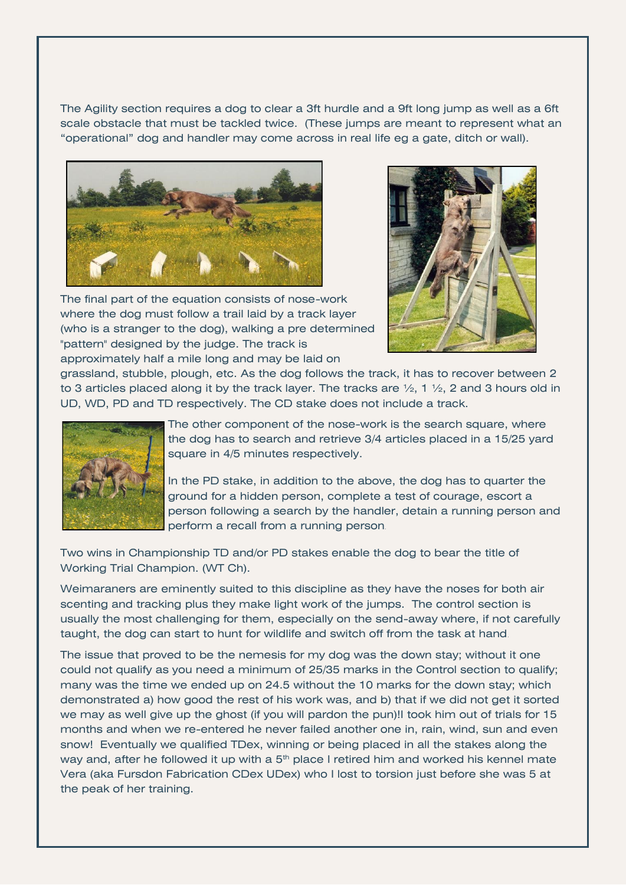The Agility section requires a dog to clear a 3ft hurdle and a 9ft long jump as well as a 6ft scale obstacle that must be tackled twice. (These jumps are meant to represent what an “operational” dog and handler may come across in real life eg a gate, ditch or wall).

The final part of the equation consists of nose-work where the dog must follow a trail laid by a track layer (who is a stranger to the dog), walking a pre determined "pattern" designed by the judge. The track is approximately half a mile long and may be laid on grassland, stubble, plough, etc. As the dog follows the track, it has to recover between 2 to 3 articles placed along it by the track layer. The tracks are ½, 1 ½, 2 and 3 hours old in UD, WD, PD and TD respectively. The CD stake does not include a track.

The other component of the nose-work is the search square, where the dog has to search and retrieve 3/4 articles placed in a 15/25 yard square in 4/5 minutes respectively.

In the PD stake, in addition to the above, the dog has to quarter the ground for a hidden person, complete a test of courage, escort a person following a search by the handler, detain a running person and perform a recall from a running person.

Two wins in Championship TD and/or PD stakes enable the dog to bear the title of Working Trial Champion. (WT Ch).

Weimaraners are eminently suited to this discipline as they have the noses for both air scenting and tracking plus they make light work of the jumps. The control section is usually the most challenging for them, especially on the send-away where, if not carefully taught, the dog can start to hunt for wildlife and switch off from the task at hand.

The issue that proved to be the nemesis for my dog was the down stay; without it one could not qualify as you need a minimum of 25/35 marks in the Control section to qualify; many was the time we ended up on 24.5 without the 10 marks for the down stay; which demonstrated a) how good the rest of his work was, and b) that if we did not get it sorted we may as well give up the ghost (if you will pardon the pun)!I took him out of trials for 15 months and when we re-entered he never failed another one in, rain, wind, sun and even snow! Eventually we qualified TDex, winning or being placed in all the stakes along the way and, after he followed it up with a 5th place I retired him and worked his kennel mate Vera (aka Fursdon Fabrication CDex UDex) who I lost to torsion just before she was 5 at the peak of her training.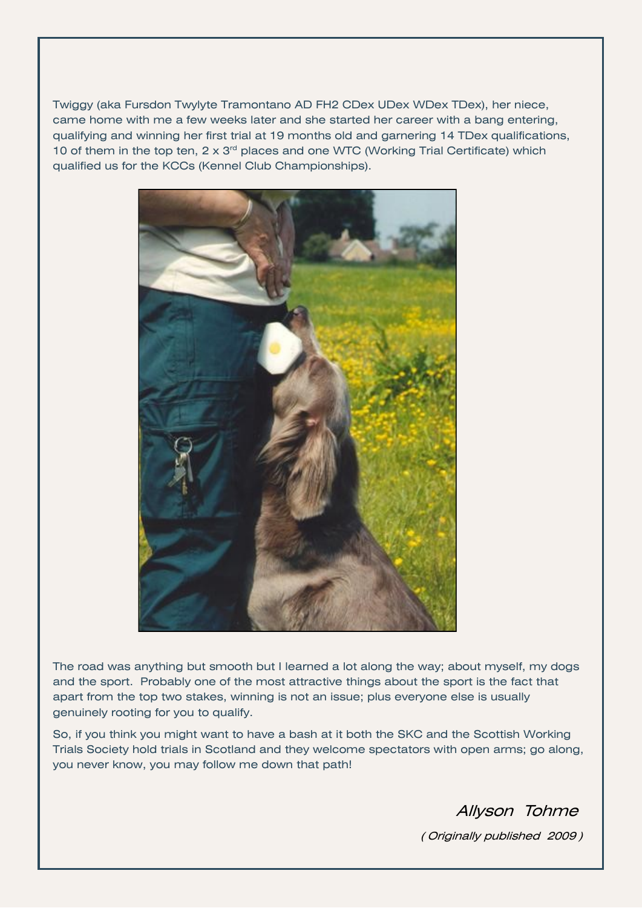Twiggy (aka Fursdon Twylyte Tramontano AD FH2 CDex UDex WDex TDex), her niece, came home with me a few weeks later and she started her career with a bang entering, qualifying and winning her first trial at 19 months old and garnering 14 TDex qualifications, 10 of them in the top ten, 2 x 3rd places and one WTC (Working Trial Certificate) which qualified us for the KCCs (Kennel Club Championships).

The road was anything but smooth but I learned a lot along the way; about myself, my dogs and the sport. Probably one of the most attractive things about the sport is the fact that apart from the top two stakes, winning is not an issue; plus everyone else is usually genuinely rooting for you to qualify.

So, if you think you might want to have a bash at it both the SKC and the Scottish Working Trials Society hold trials in Scotland and they welcome spectators with open arms; go along, you never know, you may follow me down that path!

*Allyson Tohme*

*( Originally published 2009 )*